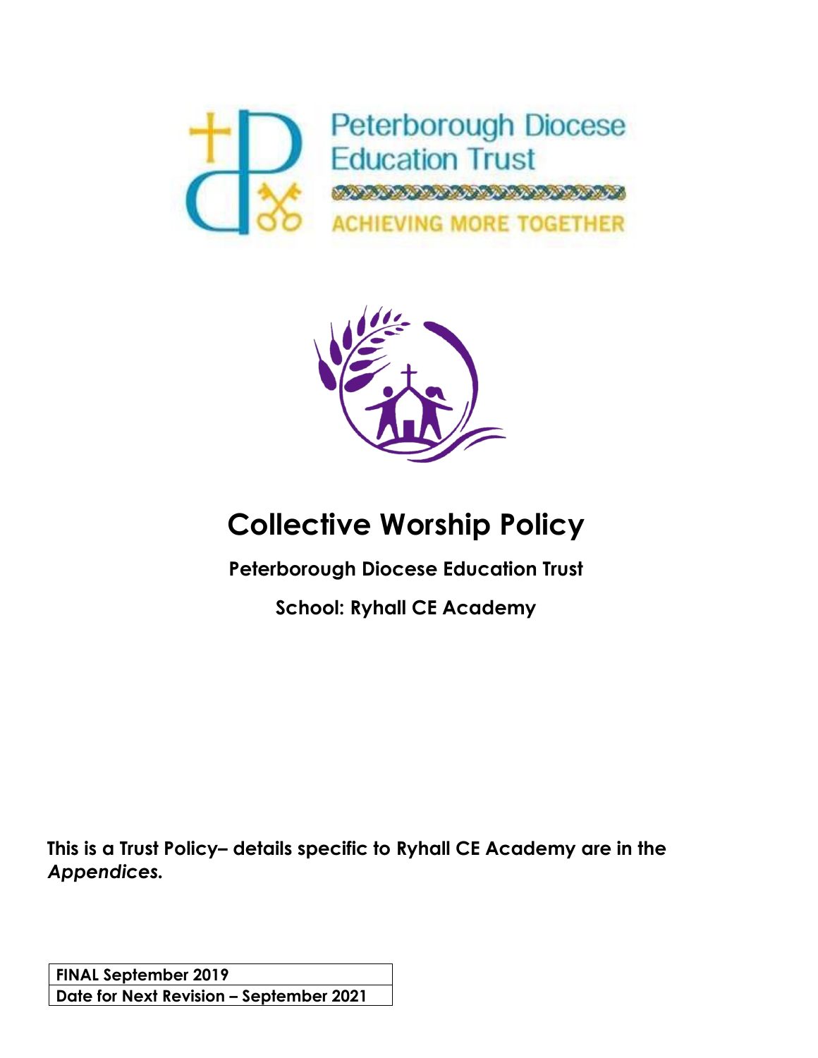Peterborough Diocese Education Trust

ACHIEVING MORE TOGETHER

# Collective Worship Policy

**Peterborough Diocese Education Trust**

**School: Ryhall CE Academy**

**This is a Trust Policy– details specific to Ryhall CE Academy are in the *Appendices.***

| FINAL September 2019 |
| --- |
| Date for Next Revision – September 2021 |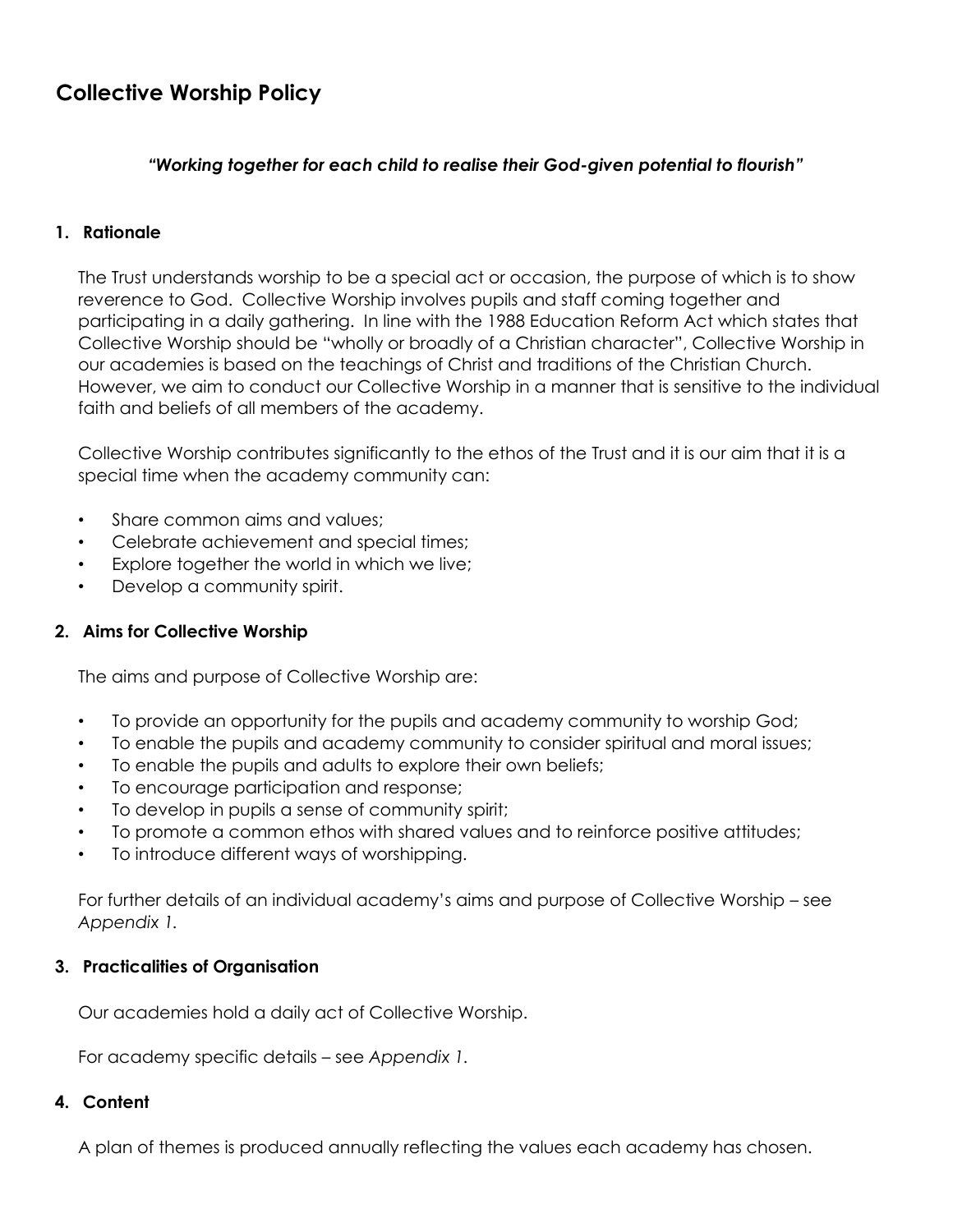# Collective Worship Policy

***"Working together for each child to realise their God-given potential to flourish"***

## 1. Rationale

The Trust understands worship to be a special act or occasion, the purpose of which is to show reverence to God. Collective Worship involves pupils and staff coming together and participating in a daily gathering. In line with the 1988 Education Reform Act which states that Collective Worship should be "wholly or broadly of a Christian character", Collective Worship in our academies is based on the teachings of Christ and traditions of the Christian Church. However, we aim to conduct our Collective Worship in a manner that is sensitive to the individual faith and beliefs of all members of the academy.

Collective Worship contributes significantly to the ethos of the Trust and it is our aim that it is a special time when the academy community can:

- Share common aims and values;
- Celebrate achievement and special times;
- Explore together the world in which we live;
- Develop a community spirit.

## 2. Aims for Collective Worship

The aims and purpose of Collective Worship are:

- To provide an opportunity for the pupils and academy community to worship God;
- To enable the pupils and academy community to consider spiritual and moral issues;
- To enable the pupils and adults to explore their own beliefs;
- To encourage participation and response;
- To develop in pupils a sense of community spirit;
- To promote a common ethos with shared values and to reinforce positive attitudes;
- To introduce different ways of worshipping.

For further details of an individual academy's aims and purpose of Collective Worship – see *Appendix 1*.

## 3. Practicalities of Organisation

Our academies hold a daily act of Collective Worship.

For academy specific details – see *Appendix 1*.

## 4. Content

A plan of themes is produced annually reflecting the values each academy has chosen.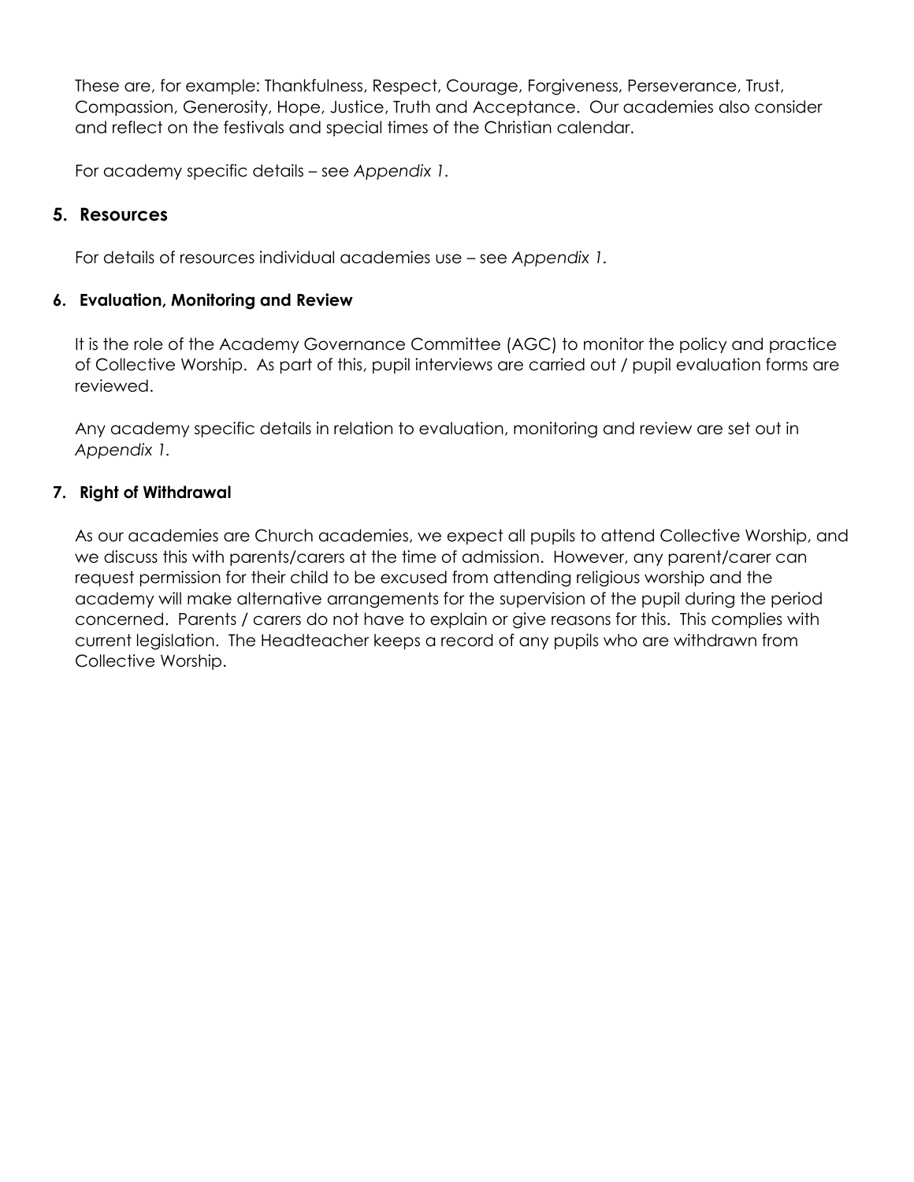These are, for example: Thankfulness, Respect, Courage, Forgiveness, Perseverance, Trust, Compassion, Generosity, Hope, Justice, Truth and Acceptance. Our academies also consider and reflect on the festivals and special times of the Christian calendar.

For academy specific details – see *Appendix 1.*

## 5. Resources

For details of resources individual academies use – see *Appendix 1.*

### 6. Evaluation, Monitoring and Review

It is the role of the Academy Governance Committee (AGC) to monitor the policy and practice of Collective Worship. As part of this, pupil interviews are carried out / pupil evaluation forms are reviewed.

Any academy specific details in relation to evaluation, monitoring and review are set out in *Appendix 1.*

### 7. Right of Withdrawal

As our academies are Church academies, we expect all pupils to attend Collective Worship, and we discuss this with parents/carers at the time of admission. However, any parent/carer can request permission for their child to be excused from attending religious worship and the academy will make alternative arrangements for the supervision of the pupil during the period concerned. Parents / carers do not have to explain or give reasons for this. This complies with current legislation. The Headteacher keeps a record of any pupils who are withdrawn from Collective Worship.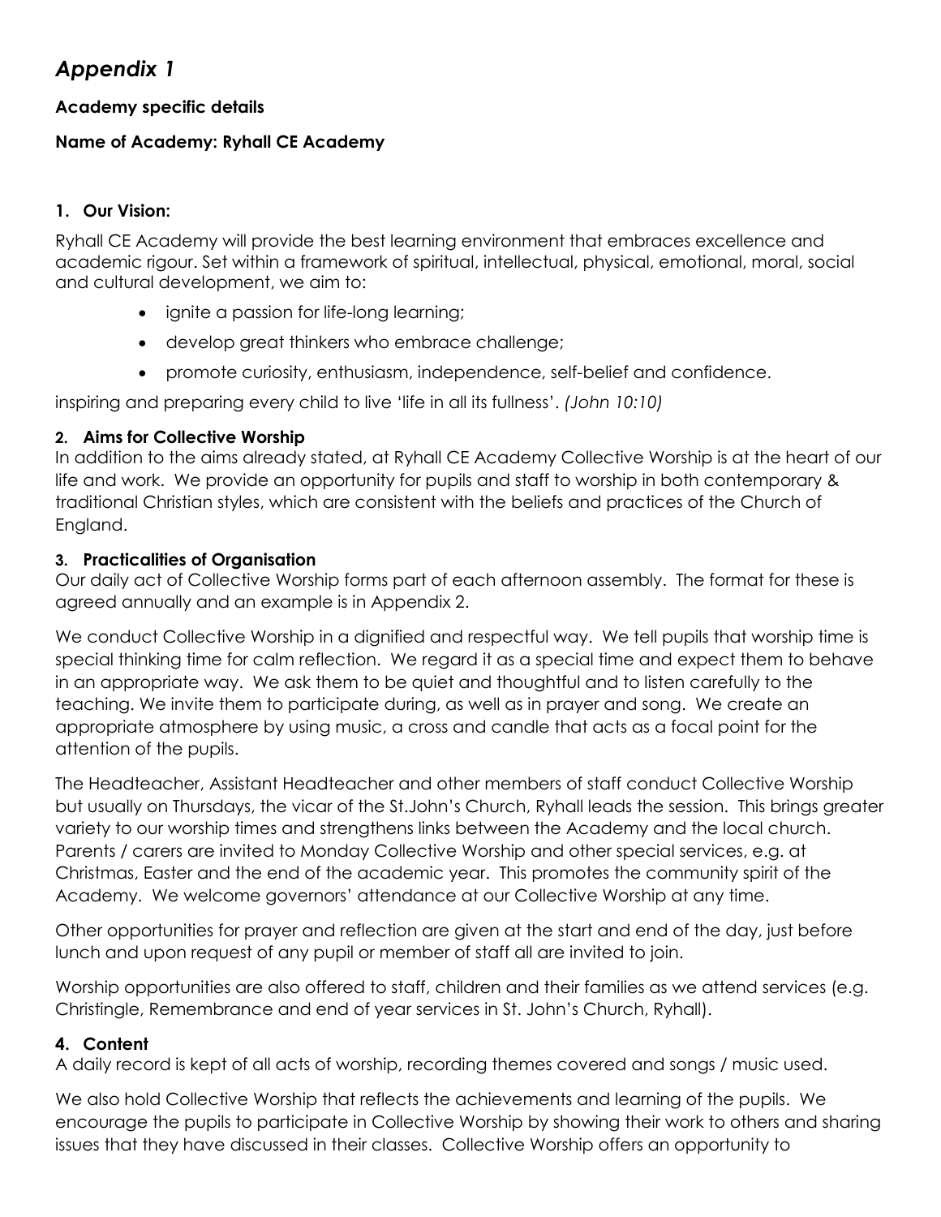# *Appendix 1*

**Academy specific details**

**Name of Academy: Ryhall CE Academy**

## 1. Our Vision:

Ryhall CE Academy will provide the best learning environment that embraces excellence and academic rigour. Set within a framework of spiritual, intellectual, physical, emotional, moral, social and cultural development, we aim to:

- ignite a passion for life-long learning;
- develop great thinkers who embrace challenge;
- promote curiosity, enthusiasm, independence, self-belief and confidence.

inspiring and preparing every child to live 'life in all its fullness'. *(John 10:10)*

## 2. Aims for Collective Worship

In addition to the aims already stated, at Ryhall CE Academy Collective Worship is at the heart of our life and work. We provide an opportunity for pupils and staff to worship in both contemporary & traditional Christian styles, which are consistent with the beliefs and practices of the Church of England.

## 3. Practicalities of Organisation

Our daily act of Collective Worship forms part of each afternoon assembly. The format for these is agreed annually and an example is in Appendix 2.

We conduct Collective Worship in a dignified and respectful way. We tell pupils that worship time is special thinking time for calm reflection. We regard it as a special time and expect them to behave in an appropriate way. We ask them to be quiet and thoughtful and to listen carefully to the teaching. We invite them to participate during, as well as in prayer and song. We create an appropriate atmosphere by using music, a cross and candle that acts as a focal point for the attention of the pupils.

The Headteacher, Assistant Headteacher and other members of staff conduct Collective Worship but usually on Thursdays, the vicar of the St.John's Church, Ryhall leads the session. This brings greater variety to our worship times and strengthens links between the Academy and the local church. Parents / carers are invited to Monday Collective Worship and other special services, e.g. at Christmas, Easter and the end of the academic year. This promotes the community spirit of the Academy. We welcome governors' attendance at our Collective Worship at any time.

Other opportunities for prayer and reflection are given at the start and end of the day, just before lunch and upon request of any pupil or member of staff all are invited to join.

Worship opportunities are also offered to staff, children and their families as we attend services (e.g. Christingle, Remembrance and end of year services in St. John's Church, Ryhall).

## 4. Content

A daily record is kept of all acts of worship, recording themes covered and songs / music used.

We also hold Collective Worship that reflects the achievements and learning of the pupils. We encourage the pupils to participate in Collective Worship by showing their work to others and sharing issues that they have discussed in their classes. Collective Worship offers an opportunity to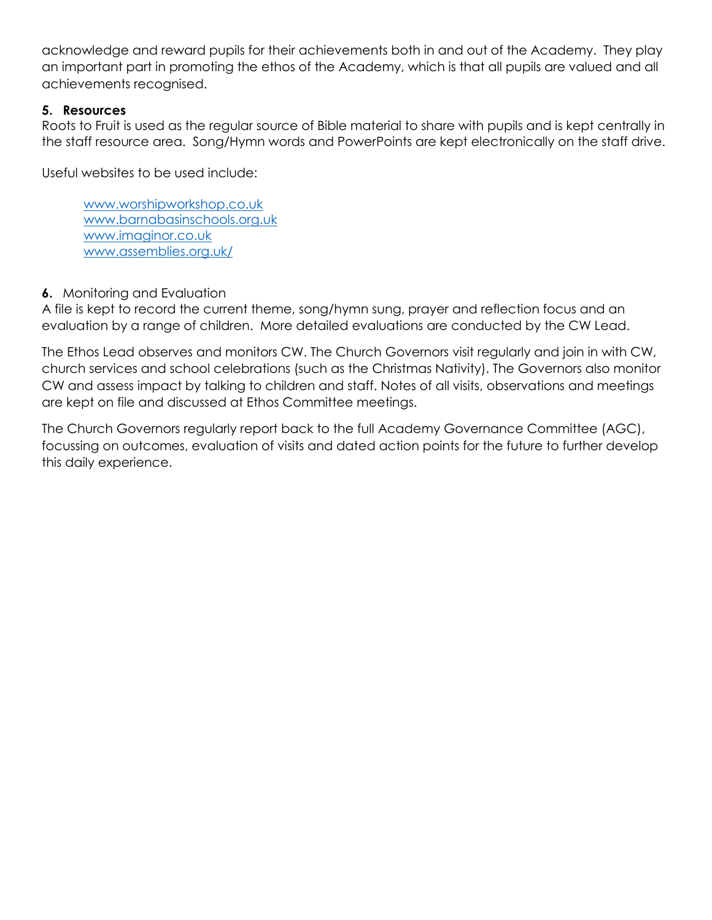acknowledge and reward pupils for their achievements both in and out of the Academy. They play an important part in promoting the ethos of the Academy, which is that all pupils are valued and all achievements recognised.

**5. Resources**

Roots to Fruit is used as the regular source of Bible material to share with pupils and is kept centrally in the staff resource area. Song/Hymn words and PowerPoints are kept electronically on the staff drive.

Useful websites to be used include:

www.worshipworkshop.co.uk
www.barnabasinschools.org.uk
www.imaginor.co.uk
www.assemblies.org.uk/

**6.** Monitoring and Evaluation

A file is kept to record the current theme, song/hymn sung, prayer and reflection focus and an evaluation by a range of children. More detailed evaluations are conducted by the CW Lead.

The Ethos Lead observes and monitors CW. The Church Governors visit regularly and join in with CW, church services and school celebrations (such as the Christmas Nativity). The Governors also monitor CW and assess impact by talking to children and staff. Notes of all visits, observations and meetings are kept on file and discussed at Ethos Committee meetings.

The Church Governors regularly report back to the full Academy Governance Committee (AGC), focussing on outcomes, evaluation of visits and dated action points for the future to further develop this daily experience.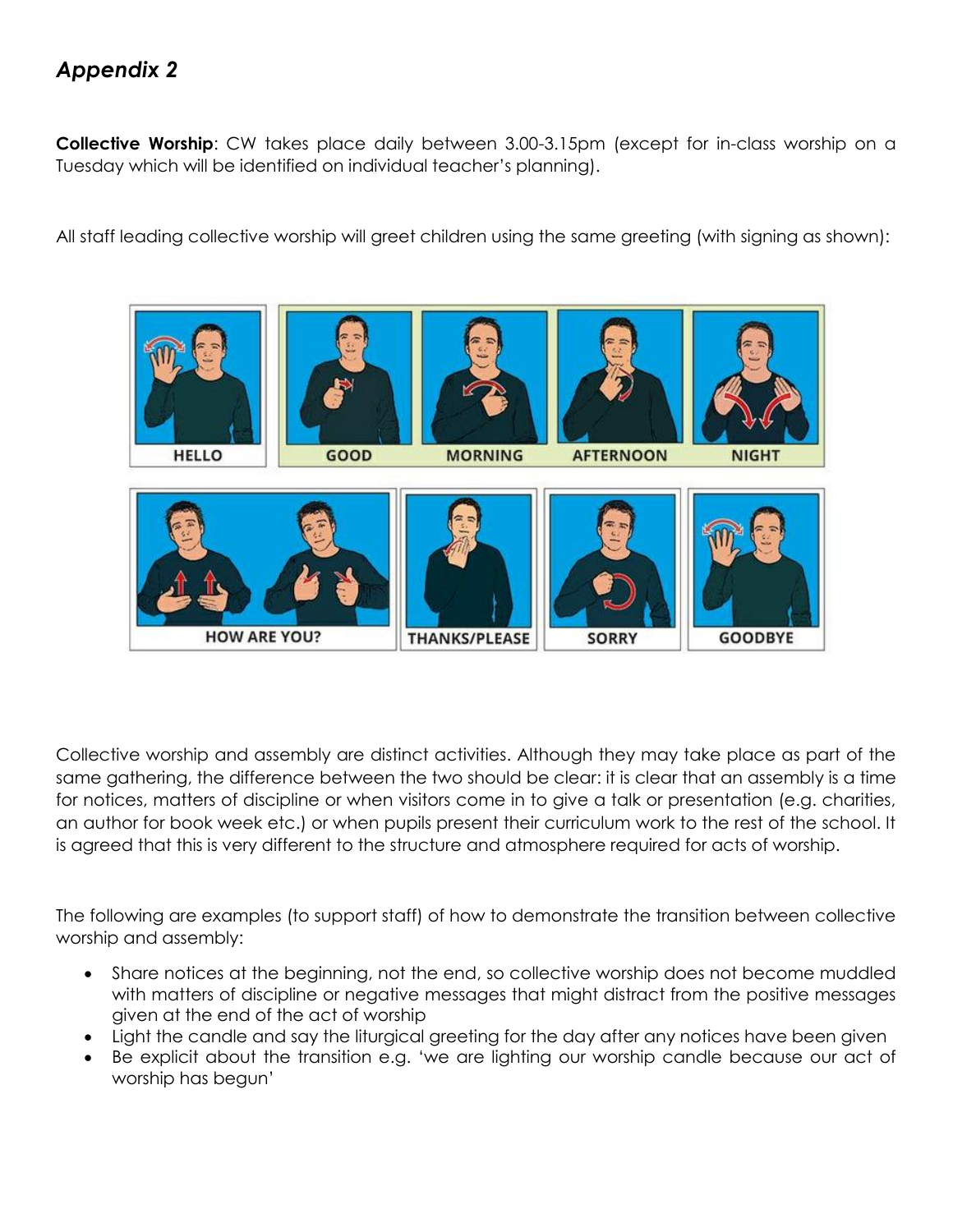## *Appendix 2*

**Collective Worship**: CW takes place daily between 3.00-3.15pm (except for in-class worship on a Tuesday which will be identified on individual teacher's planning).

All staff leading collective worship will greet children using the same greeting (with signing as shown):

HELLO | GOOD | MORNING | AFTERNOON | NIGHT

HOW ARE YOU? | THANKS/PLEASE | SORRY | GOODBYE

Collective worship and assembly are distinct activities. Although they may take place as part of the same gathering, the difference between the two should be clear: it is clear that an assembly is a time for notices, matters of discipline or when visitors come in to give a talk or presentation (e.g. charities, an author for book week etc.) or when pupils present their curriculum work to the rest of the school. It is agreed that this is very different to the structure and atmosphere required for acts of worship.

The following are examples (to support staff) of how to demonstrate the transition between collective worship and assembly:

- Share notices at the beginning, not the end, so collective worship does not become muddled with matters of discipline or negative messages that might distract from the positive messages given at the end of the act of worship
- Light the candle and say the liturgical greeting for the day after any notices have been given
- Be explicit about the transition e.g. 'we are lighting our worship candle because our act of worship has begun'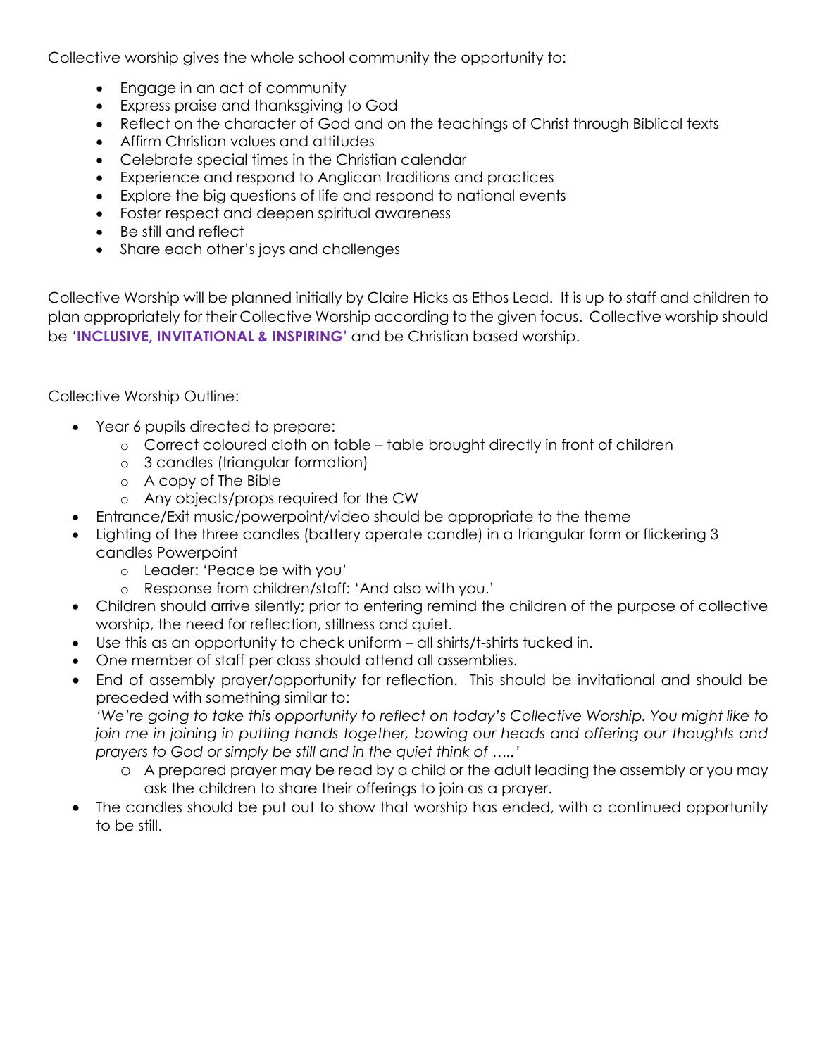Collective worship gives the whole school community the opportunity to:

- Engage in an act of community
- Express praise and thanksgiving to God
- Reflect on the character of God and on the teachings of Christ through Biblical texts
- Affirm Christian values and attitudes
- Celebrate special times in the Christian calendar
- Experience and respond to Anglican traditions and practices
- Explore the big questions of life and respond to national events
- Foster respect and deepen spiritual awareness
- Be still and reflect
- Share each other's joys and challenges

Collective Worship will be planned initially by Claire Hicks as Ethos Lead. It is up to staff and children to plan appropriately for their Collective Worship according to the given focus. Collective worship should be '**INCLUSIVE, INVITATIONAL & INSPIRING**' and be Christian based worship.

Collective Worship Outline:

- Year 6 pupils directed to prepare:
  - Correct coloured cloth on table – table brought directly in front of children
  - 3 candles (triangular formation)
  - A copy of The Bible
  - Any objects/props required for the CW
- Entrance/Exit music/powerpoint/video should be appropriate to the theme
- Lighting of the three candles (battery operate candle) in a triangular form or flickering 3 candles Powerpoint
  - Leader: 'Peace be with you'
  - Response from children/staff: 'And also with you.'
- Children should arrive silently; prior to entering remind the children of the purpose of collective worship, the need for reflection, stillness and quiet.
- Use this as an opportunity to check uniform – all shirts/t-shirts tucked in.
- One member of staff per class should attend all assemblies.
- End of assembly prayer/opportunity for reflection. This should be invitational and should be preceded with something similar to:
  *'We're going to take this opportunity to reflect on today's Collective Worship. You might like to join me in joining in putting hands together, bowing our heads and offering our thoughts and prayers to God or simply be still and in the quiet think of …..'*
  - A prepared prayer may be read by a child or the adult leading the assembly or you may ask the children to share their offerings to join as a prayer.
- The candles should be put out to show that worship has ended, with a continued opportunity to be still.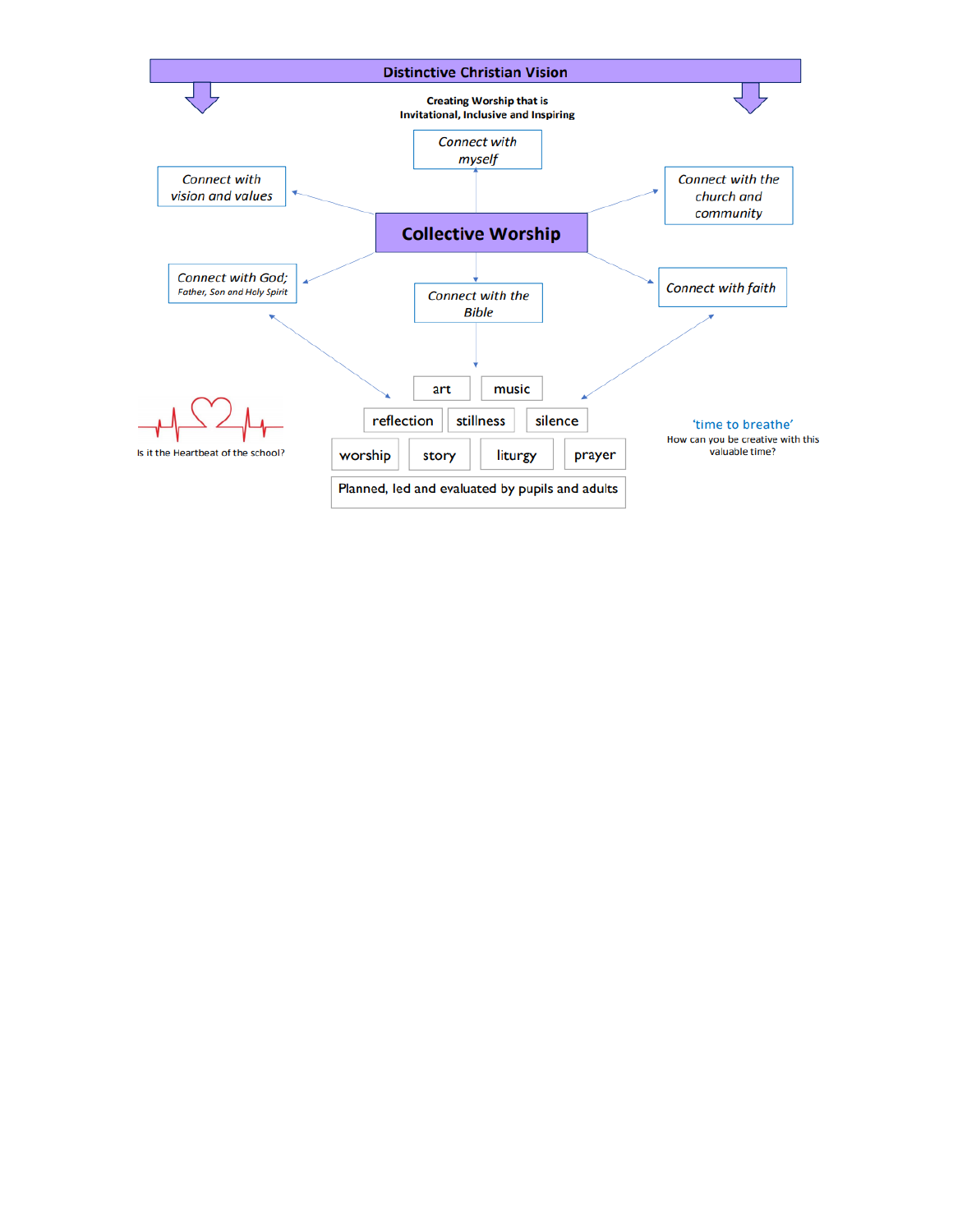**Distinctive Christian Vision**

**Creating Worship that is Invitational, Inclusive and Inspiring**

## Collective Worship

*Connect with myself*

*Connect with vision and values*

*Connect with the church and community*

*Connect with God; Father, Son and Holy Spirit*

*Connect with the Bible*

*Connect with faith*

art
music
reflection
stillness
silence
worship
story
liturgy
prayer

Planned, led and evaluated by pupils and adults

Is it the Heartbeat of the school?

'time to breathe'
How can you be creative with this valuable time?